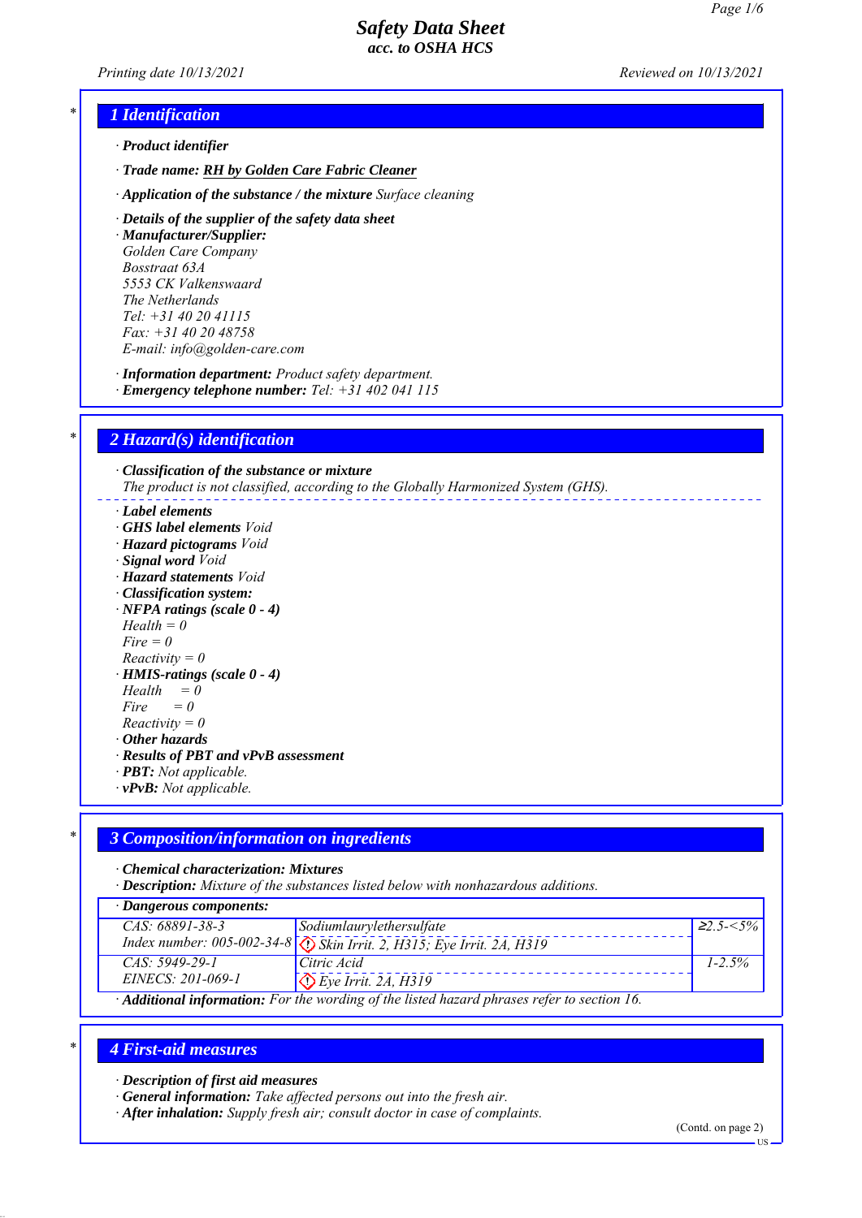# Safety Data Sheet
## acc. to OSHA HCS

Printing date 10/13/2021 Reviewed on 10/13/2021

## 1 Identification

· **Product identifier**

· **Trade name: RH by Golden Care Fabric Cleaner**

· **Application of the substance / the mixture** Surface cleaning

· **Details of the supplier of the safety data sheet**
· **Manufacturer/Supplier:**
Golden Care Company
Bosstraat 63A
5553 CK Valkenswaard
The Netherlands
Tel: +31 40 20 41115
Fax: +31 40 20 48758
E-mail: info@golden-care.com

· **Information department:** Product safety department.
· **Emergency telephone number:** Tel: +31 402 041 115

## 2 Hazard(s) identification

· **Classification of the substance or mixture**
The product is not classified, according to the Globally Harmonized System (GHS).

· **Label elements**
· **GHS label elements** Void
· **Hazard pictograms** Void
· **Signal word** Void
· **Hazard statements** Void
· **Classification system:**
· **NFPA ratings (scale 0 - 4)**
Health = 0
Fire = 0
Reactivity = 0
· **HMIS-ratings (scale 0 - 4)**
Health = 0
Fire = 0
Reactivity = 0
· **Other hazards**
· **Results of PBT and vPvB assessment**
· **PBT:** Not applicable.
· **vPvB:** Not applicable.

## 3 Composition/information on ingredients

· **Chemical characterization: Mixtures**
· **Description:** Mixture of the substances listed below with nonhazardous additions.

| · Dangerous components: | | |
|---|---|---|
| CAS: 68891-38-3<br>Index number: 005-002-34-8 | Sodiumlaurylethersulfate<br>Skin Irrit. 2, H315; Eye Irrit. 2A, H319 | ≥2.5-<5% |
| CAS: 5949-29-1<br>EINECS: 201-069-1 | Citric Acid<br>Eye Irrit. 2A, H319 | 1-2.5% |

· **Additional information:** For the wording of the listed hazard phrases refer to section 16.

## 4 First-aid measures

· **Description of first aid measures**
· **General information:** Take affected persons out into the fresh air.
· **After inhalation:** Supply fresh air; consult doctor in case of complaints.

(Contd. on page 2)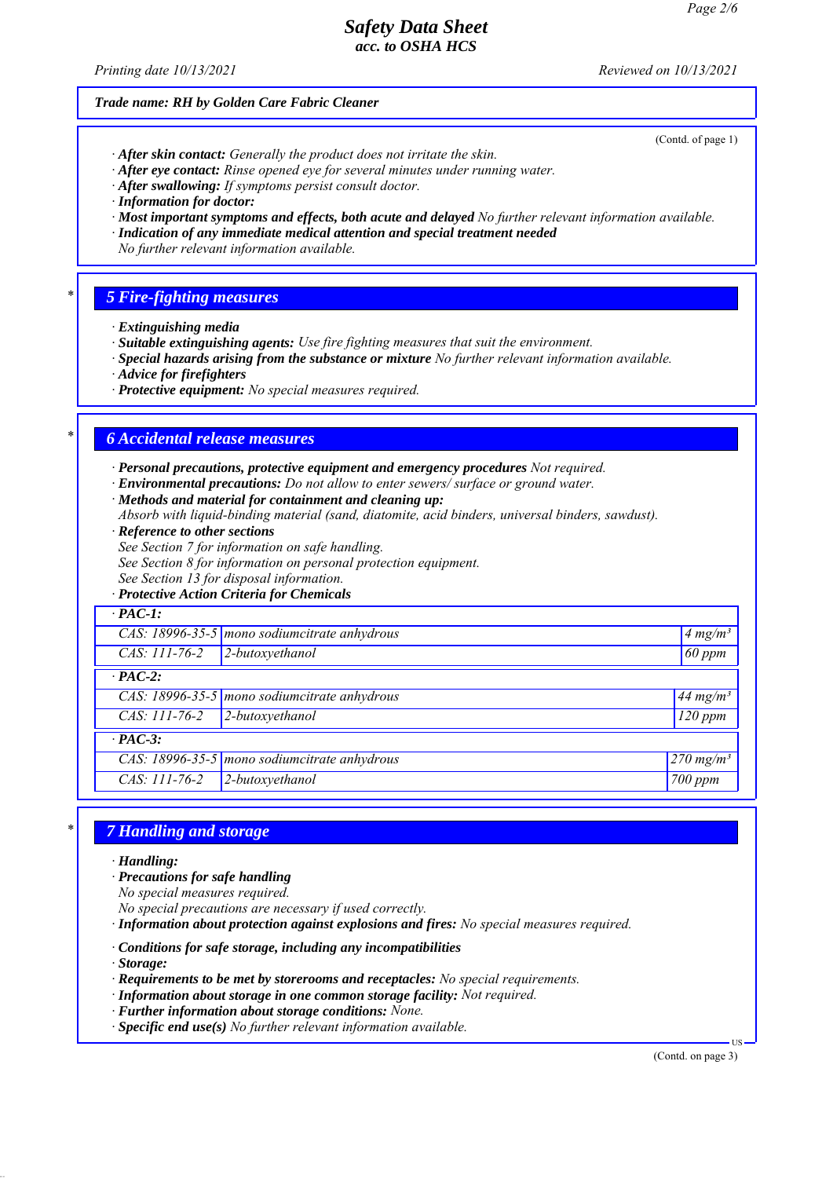*Trade name: RH by Golden Care Fabric Cleaner*

(Contd. of page 1)

· **After skin contact:** Generally the product does not irritate the skin.
· **After eye contact:** Rinse opened eye for several minutes under running water.
· **After swallowing:** If symptoms persist consult doctor.
· **Information for doctor:**
· **Most important symptoms and effects, both acute and delayed** No further relevant information available.
· **Indication of any immediate medical attention and special treatment needed**
No further relevant information available.

## 5 Fire-fighting measures

· **Extinguishing media**
· **Suitable extinguishing agents:** Use fire fighting measures that suit the environment.
· **Special hazards arising from the substance or mixture** No further relevant information available.
· **Advice for firefighters**
· **Protective equipment:** No special measures required.

## 6 Accidental release measures

· **Personal precautions, protective equipment and emergency procedures** Not required.
· **Environmental precautions:** Do not allow to enter sewers/ surface or ground water.
· **Methods and material for containment and cleaning up:**
Absorb with liquid-binding material (sand, diatomite, acid binders, universal binders, sawdust).
· **Reference to other sections**
See Section 7 for information on safe handling.
See Section 8 for information on personal protection equipment.
See Section 13 for disposal information.
· **Protective Action Criteria for Chemicals**

| · PAC-1: | | |
|---|---|---|
| CAS: 18996-35-5 | mono sodiumcitrate anhydrous | 4 mg/m³ |
| CAS: 111-76-2 | 2-butoxyethanol | 60 ppm |
| **· PAC-2:** | | |
| CAS: 18996-35-5 | mono sodiumcitrate anhydrous | 44 mg/m³ |
| CAS: 111-76-2 | 2-butoxyethanol | 120 ppm |
| **· PAC-3:** | | |
| CAS: 18996-35-5 | mono sodiumcitrate anhydrous | 270 mg/m³ |
| CAS: 111-76-2 | 2-butoxyethanol | 700 ppm |

## 7 Handling and storage

· **Handling:**
· **Precautions for safe handling**
No special measures required.
No special precautions are necessary if used correctly.
· **Information about protection against explosions and fires:** No special measures required.

· **Conditions for safe storage, including any incompatibilities**
· **Storage:**
· **Requirements to be met by storerooms and receptacles:** No special requirements.
· **Information about storage in one common storage facility:** Not required.
· **Further information about storage conditions:** None.
· **Specific end use(s)** No further relevant information available.

(Contd. on page 3)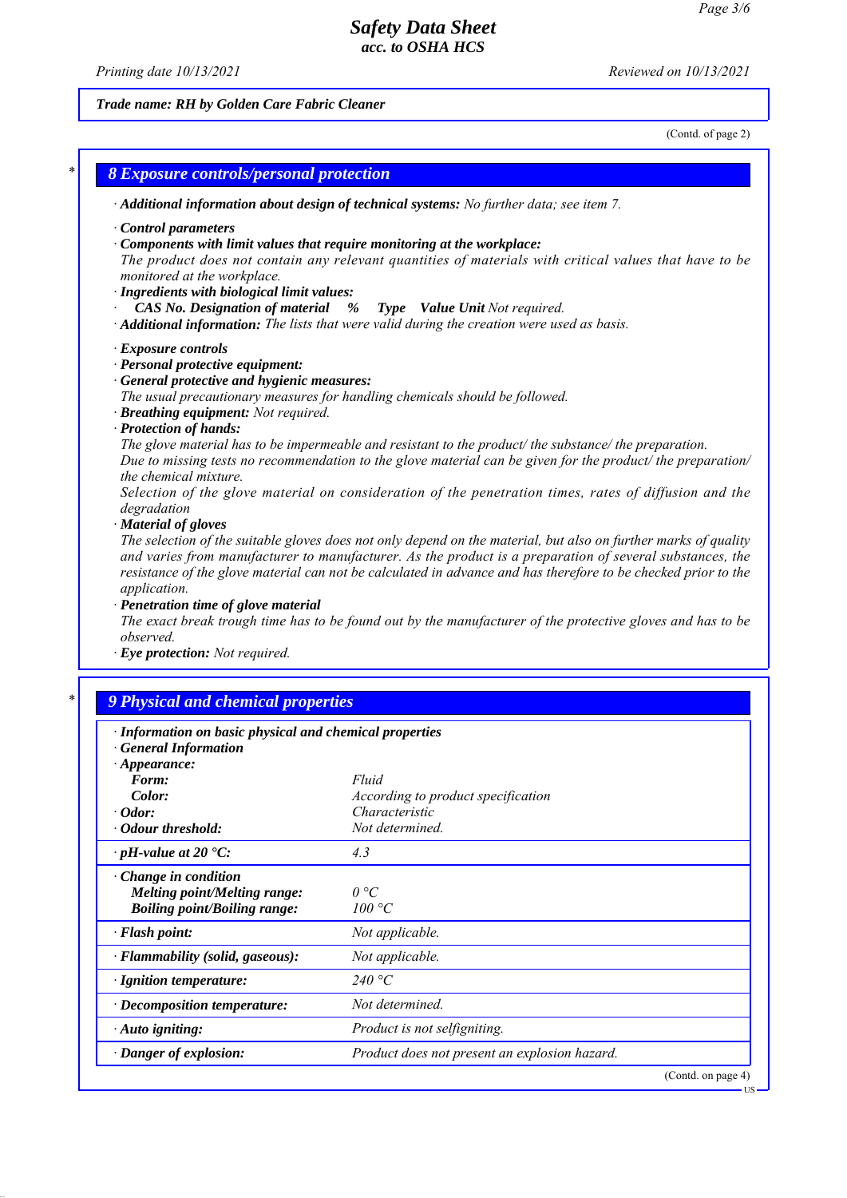**Trade name: RH by Golden Care Fabric Cleaner**

(Contd. of page 2)

## 8 Exposure controls/personal protection

· **Additional information about design of technical systems:** No further data; see item 7.

· **Control parameters**
· **Components with limit values that require monitoring at the workplace:**
The product does not contain any relevant quantities of materials with critical values that have to be monitored at the workplace.
· **Ingredients with biological limit values:**
· **CAS No. Designation of material % Type Value Unit** Not required.
· **Additional information:** The lists that were valid during the creation were used as basis.

· **Exposure controls**
· **Personal protective equipment:**
· **General protective and hygienic measures:**
The usual precautionary measures for handling chemicals should be followed.
· **Breathing equipment:** Not required.
· **Protection of hands:**
The glove material has to be impermeable and resistant to the product/ the substance/ the preparation.
Due to missing tests no recommendation to the glove material can be given for the product/ the preparation/ the chemical mixture.
Selection of the glove material on consideration of the penetration times, rates of diffusion and the degradation
· **Material of gloves**
The selection of the suitable gloves does not only depend on the material, but also on further marks of quality and varies from manufacturer to manufacturer. As the product is a preparation of several substances, the resistance of the glove material can not be calculated in advance and has therefore to be checked prior to the application.
· **Penetration time of glove material**
The exact break trough time has to be found out by the manufacturer of the protective gloves and has to be observed.
· **Eye protection:** Not required.

## 9 Physical and chemical properties

| · **Information on basic physical and chemical properties** | |
|---|---|
| · **General Information** | |
| · **Appearance:** | |
| **Form:** | Fluid |
| **Color:** | According to product specification |
| · **Odor:** | Characteristic |
| · **Odour threshold:** | Not determined. |
| · **pH-value at 20 °C:** | 4.3 |
| · **Change in condition** | |
| **Melting point/Melting range:** | 0 °C |
| **Boiling point/Boiling range:** | 100 °C |
| · **Flash point:** | Not applicable. |
| · **Flammability (solid, gaseous):** | Not applicable. |
| · **Ignition temperature:** | 240 °C |
| · **Decomposition temperature:** | Not determined. |
| · **Auto igniting:** | Product is not selfigniting. |
| · **Danger of explosion:** | Product does not present an explosion hazard. |

(Contd. on page 4)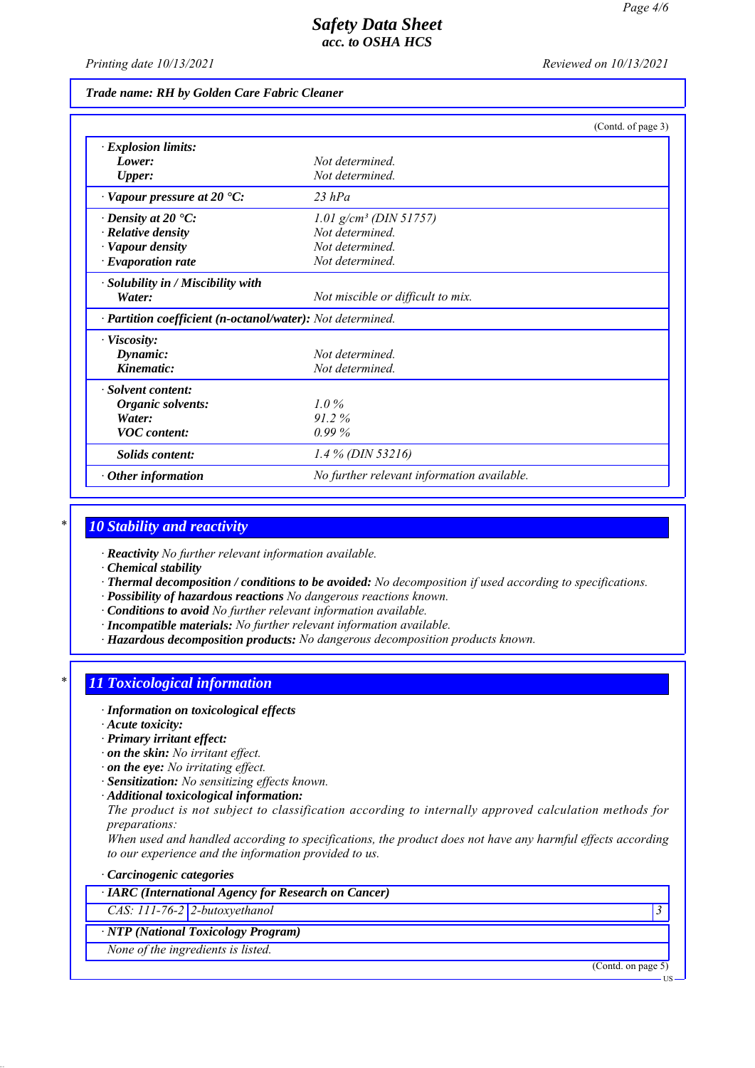**Trade name: RH by Golden Care Fabric Cleaner**

(Contd. of page 3)

| | |
|---|---|
| · **Explosion limits:** | |
| **Lower:** | Not determined. |
| **Upper:** | Not determined. |
| · **Vapour pressure at 20 °C:** | 23 hPa |
| · **Density at 20 °C:** | 1.01 g/cm³ (DIN 51757) |
| · **Relative density** | Not determined. |
| · **Vapour density** | Not determined. |
| · **Evaporation rate** | Not determined. |
| · **Solubility in / Miscibility with** | |
| **Water:** | Not miscible or difficult to mix. |
| · **Partition coefficient (n-octanol/water):** | Not determined. |
| · **Viscosity:** | |
| **Dynamic:** | Not determined. |
| **Kinematic:** | Not determined. |
| · **Solvent content:** | |
| **Organic solvents:** | 1.0 % |
| **Water:** | 91.2 % |
| **VOC content:** | 0.99 % |
| **Solids content:** | 1.4 % (DIN 53216) |
| · **Other information** | No further relevant information available. |

## * 10 Stability and reactivity

· **Reactivity** No further relevant information available.
· **Chemical stability**
· **Thermal decomposition / conditions to be avoided:** No decomposition if used according to specifications.
· **Possibility of hazardous reactions** No dangerous reactions known.
· **Conditions to avoid** No further relevant information available.
· **Incompatible materials:** No further relevant information available.
· **Hazardous decomposition products:** No dangerous decomposition products known.

## * 11 Toxicological information

· **Information on toxicological effects**
· **Acute toxicity:**
· **Primary irritant effect:**
· **on the skin:** No irritant effect.
· **on the eye:** No irritating effect.
· **Sensitization:** No sensitizing effects known.
· **Additional toxicological information:**
The product is not subject to classification according to internally approved calculation methods for preparations:
When used and handled according to specifications, the product does not have any harmful effects according to our experience and the information provided to us.

· **Carcinogenic categories**

| · **IARC (International Agency for Research on Cancer)** | | |
|---|---|---|
| CAS: 111-76-2 | 2-butoxyethanol | 3 |

| · **NTP (National Toxicology Program)** |
|---|
| None of the ingredients is listed. |

(Contd. on page 5)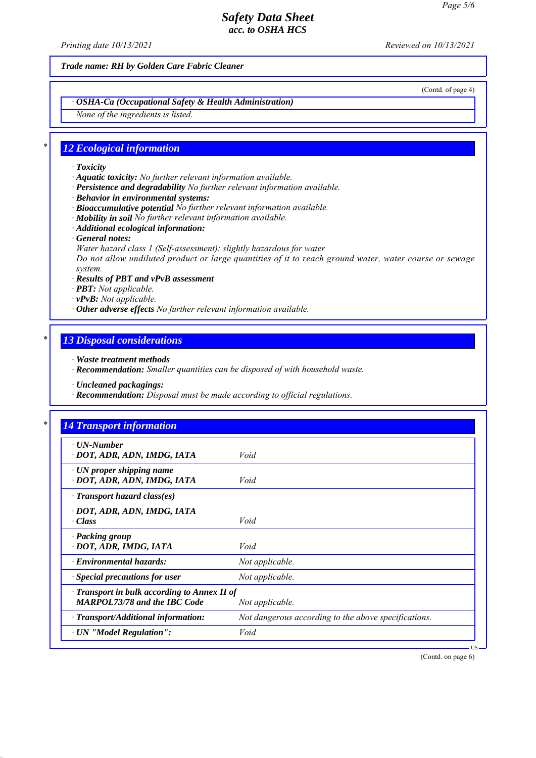**Trade name: RH by Golden Care Fabric Cleaner**

(Contd. of page 4)

· **OSHA-Ca (Occupational Safety & Health Administration)**

*None of the ingredients is listed.*

## 12 Ecological information

· **Toxicity**
· **Aquatic toxicity:** *No further relevant information available.*
· **Persistence and degradability** *No further relevant information available.*
· **Behavior in environmental systems:**
· **Bioaccumulative potential** *No further relevant information available.*
· **Mobility in soil** *No further relevant information available.*
· **Additional ecological information:**
· **General notes:**
*Water hazard class 1 (Self-assessment): slightly hazardous for water*
*Do not allow undiluted product or large quantities of it to reach ground water, water course or sewage system.*
· **Results of PBT and vPvB assessment**
· **PBT:** *Not applicable.*
· **vPvB:** *Not applicable.*
· **Other adverse effects** *No further relevant information available.*

## 13 Disposal considerations

· **Waste treatment methods**
· **Recommendation:** *Smaller quantities can be disposed of with household waste.*

· **Uncleaned packagings:**
· **Recommendation:** *Disposal must be made according to official regulations.*

## 14 Transport information

| | |
|---|---|
| · **UN-Number**<br>· **DOT, ADR, ADN, IMDG, IATA** | *Void* |
| · **UN proper shipping name**<br>· **DOT, ADR, ADN, IMDG, IATA** | *Void* |
| · **Transport hazard class(es)**<br>· **DOT, ADR, ADN, IMDG, IATA**<br>· **Class** | *Void* |
| · **Packing group**<br>· **DOT, ADR, IMDG, IATA** | *Void* |
| · **Environmental hazards:** | *Not applicable.* |
| · **Special precautions for user** | *Not applicable.* |
| · **Transport in bulk according to Annex II of MARPOL73/78 and the IBC Code** | *Not applicable.* |
| · **Transport/Additional information:** | *Not dangerous according to the above specifications.* |
| · **UN "Model Regulation":** | *Void* |

(Contd. on page 6)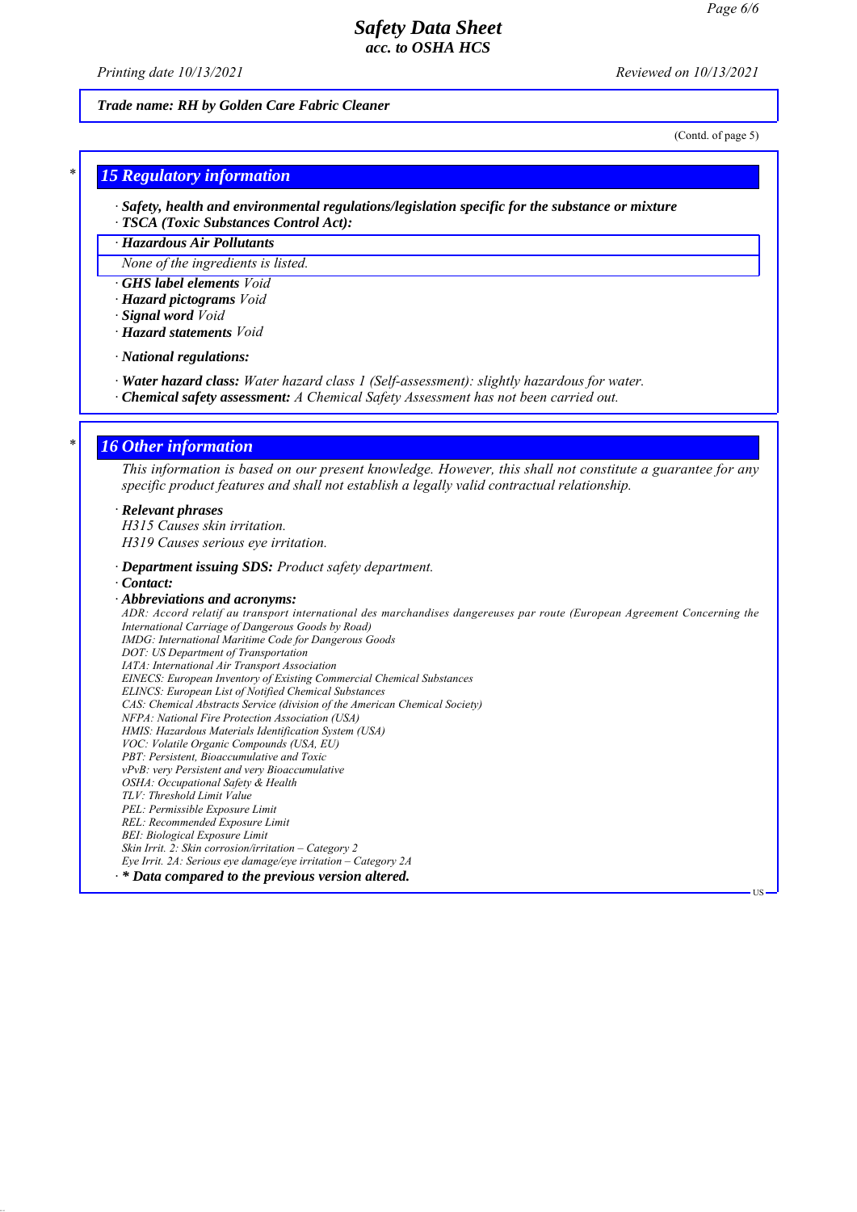# Safety Data Sheet
### acc. to OSHA HCS

*Printing date 10/13/2021* *Reviewed on 10/13/2021*

**Trade name: RH by Golden Care Fabric Cleaner**

(Contd. of page 5)

## * 15 Regulatory information

· **Safety, health and environmental regulations/legislation specific for the substance or mixture**
· **TSCA (Toxic Substances Control Act):**

· **Hazardous Air Pollutants**
None of the ingredients is listed.

· **GHS label elements** Void
· **Hazard pictograms** Void
· **Signal word** Void
· **Hazard statements** Void

· **National regulations:**

· **Water hazard class:** Water hazard class 1 (Self-assessment): slightly hazardous for water.
· **Chemical safety assessment:** A Chemical Safety Assessment has not been carried out.

## * 16 Other information

This information is based on our present knowledge. However, this shall not constitute a guarantee for any specific product features and shall not establish a legally valid contractual relationship.

· **Relevant phrases**
H315 Causes skin irritation.
H319 Causes serious eye irritation.

· **Department issuing SDS:** Product safety department.
· **Contact:**
· **Abbreviations and acronyms:**
ADR: Accord relatif au transport international des marchandises dangereuses par route (European Agreement Concerning the International Carriage of Dangerous Goods by Road)
IMDG: International Maritime Code for Dangerous Goods
DOT: US Department of Transportation
IATA: International Air Transport Association
EINECS: European Inventory of Existing Commercial Chemical Substances
ELINCS: European List of Notified Chemical Substances
CAS: Chemical Abstracts Service (division of the American Chemical Society)
NFPA: National Fire Protection Association (USA)
HMIS: Hazardous Materials Identification System (USA)
VOC: Volatile Organic Compounds (USA, EU)
PBT: Persistent, Bioaccumulative and Toxic
vPvB: very Persistent and very Bioaccumulative
OSHA: Occupational Safety & Health
TLV: Threshold Limit Value
PEL: Permissible Exposure Limit
REL: Recommended Exposure Limit
BEI: Biological Exposure Limit
Skin Irrit. 2: Skin corrosion/irritation – Category 2
Eye Irrit. 2A: Serious eye damage/eye irritation – Category 2A

· **\* Data compared to the previous version altered.**

US